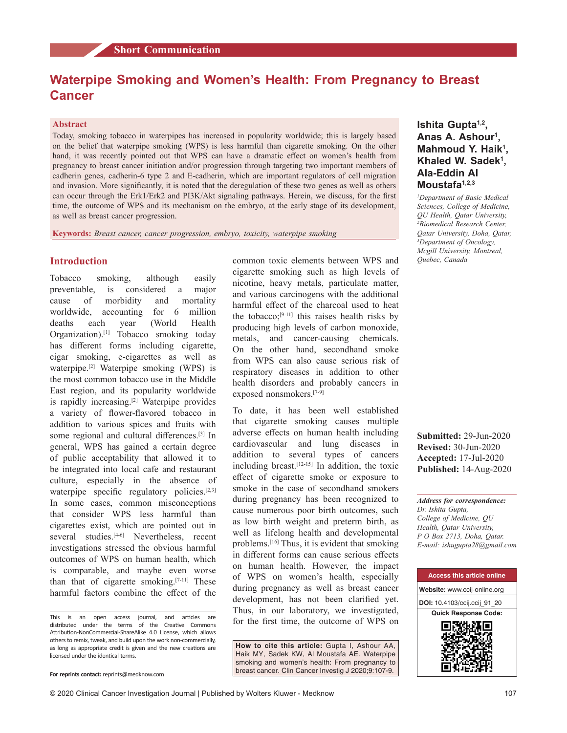Short Communication

# Waterpipe Smoking and Women's Health: From Pregnancy to Breast Cancer

**Ishita Gupta[1,2], Anas A. Ashour[1], Mahmoud Y. Haik[1], Khaled W. Sadek[1], Ala-Eddin Al Moustafa[1,2,3]**

*[1]Department of Basic Medical Sciences, College of Medicine, QU Health, Qatar University, [2]Biomedical Research Center, Qatar University, Doha, Qatar, [3]Department of Oncology, Mcgill University, Montreal, Quebec, Canada*

## Abstract

Today, smoking tobacco in waterpipes has increased in popularity worldwide; this is largely based on the belief that waterpipe smoking (WPS) is less harmful than cigarette smoking. On the other hand, it was recently pointed out that WPS can have a dramatic effect on women's health from pregnancy to breast cancer initiation and/or progression through targeting two important members of cadherin genes, cadherin-6 type 2 and E-cadherin, which are important regulators of cell migration and invasion. More significantly, it is noted that the deregulation of these two genes as well as others can occur through the Erk1/Erk2 and PI3K/Akt signaling pathways. Herein, we discuss, for the first time, the outcome of WPS and its mechanism on the embryo, at the early stage of its development, as well as breast cancer progression.

**Keywords:** *Breast cancer, cancer progression, embryo, toxicity, waterpipe smoking*

## Introduction

Tobacco smoking, although easily preventable, is considered a major cause of morbidity and mortality worldwide, accounting for 6 million deaths each year (World Health Organization).[1] Tobacco smoking today has different forms including cigarette, cigar smoking, e-cigarettes as well as waterpipe.[2] Waterpipe smoking (WPS) is the most common tobacco use in the Middle East region, and its popularity worldwide is rapidly increasing.[2] Waterpipe provides a variety of flower-flavored tobacco in addition to various spices and fruits with some regional and cultural differences.[3] In general, WPS has gained a certain degree of public acceptability that allowed it to be integrated into local cafe and restaurant culture, especially in the absence of waterpipe specific regulatory policies.[2,3] In some cases, common misconceptions that consider WPS less harmful than cigarettes exist, which are pointed out in several studies.[4-6] Nevertheless, recent investigations stressed the obvious harmful outcomes of WPS on human health, which is comparable, and maybe even worse than that of cigarette smoking.[7-11] These harmful factors combine the effect of the common toxic elements between WPS and cigarette smoking such as high levels of nicotine, heavy metals, particulate matter, and various carcinogens with the additional harmful effect of the charcoal used to heat the tobacco;[9-11] this raises health risks by producing high levels of carbon monoxide, metals, and cancer-causing chemicals. On the other hand, secondhand smoke from WPS can also cause serious risk of respiratory diseases in addition to other health disorders and probably cancers in exposed nonsmokers.[7-9]

To date, it has been well established that cigarette smoking causes multiple adverse effects on human health including cardiovascular and lung diseases in addition to several types of cancers including breast.[12-15] In addition, the toxic effect of cigarette smoke or exposure to smoke in the case of secondhand smokers during pregnancy has been recognized to cause numerous poor birth outcomes, such as low birth weight and preterm birth, as well as lifelong health and developmental problems.[16] Thus, it is evident that smoking in different forms can cause serious effects on human health. However, the impact of WPS on women's health, especially during pregnancy as well as breast cancer development, has not been clarified yet. Thus, in our laboratory, we investigated, for the first time, the outcome of WPS on

**Submitted:** 29-Jun-2020
**Revised:** 30-Jun-2020
**Accepted:** 17-Jul-2020
**Published:** 14-Aug-2020

*Address for correspondence:*
*Dr. Ishita Gupta,*
*College of Medicine, QU Health, Qatar University,*
*P O Box 2713, Doha, Qatar.*
*E-mail: ishugupta28@gmail.com*

Access this article online
**Website:** www.ccij-online.org
**DOI:** 10.4103/ccij.ccij_91_20
Quick Response Code:

**How to cite this article:** Gupta I, Ashour AA, Haik MY, Sadek KW, Al Moustafa AE. Waterpipe smoking and women's health: From pregnancy to breast cancer. Clin Cancer Investig J 2020;9:107-9.

This is an open access journal, and articles are distributed under the terms of the Creative Commons Attribution-NonCommercial-ShareAlike 4.0 License, which allows others to remix, tweak, and build upon the work non-commercially, as long as appropriate credit is given and the new creations are licensed under the identical terms.

**For reprints contact:** reprints@medknow.com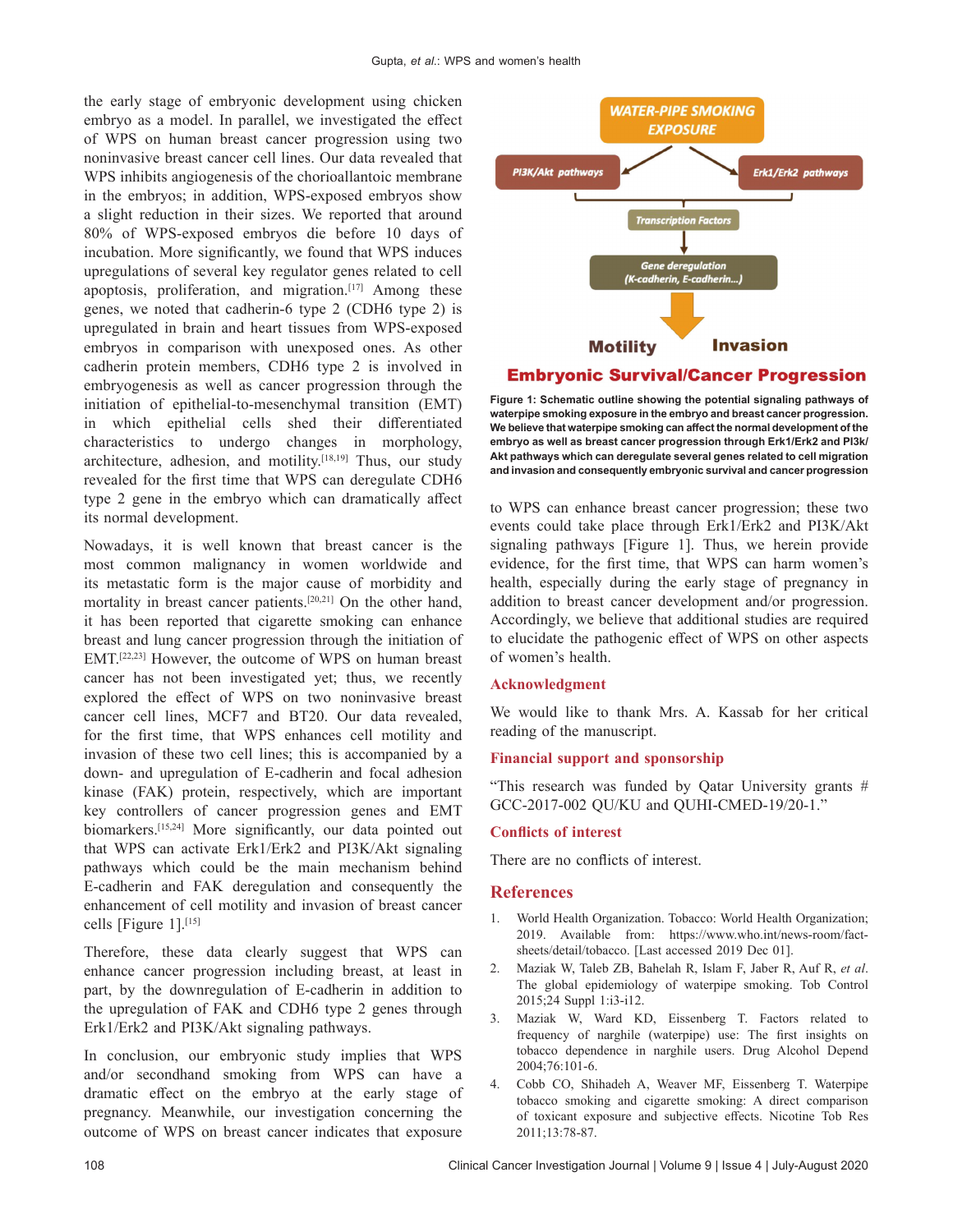the early stage of embryonic development using chicken embryo as a model. In parallel, we investigated the effect of WPS on human breast cancer progression using two noninvasive breast cancer cell lines. Our data revealed that WPS inhibits angiogenesis of the chorioallantoic membrane in the embryos; in addition, WPS-exposed embryos show a slight reduction in their sizes. We reported that around 80% of WPS-exposed embryos die before 10 days of incubation. More significantly, we found that WPS induces upregulations of several key regulator genes related to cell apoptosis, proliferation, and migration.[17] Among these genes, we noted that cadherin-6 type 2 (CDH6 type 2) is upregulated in brain and heart tissues from WPS-exposed embryos in comparison with unexposed ones. As other cadherin protein members, CDH6 type 2 is involved in embryogenesis as well as cancer progression through the initiation of epithelial-to-mesenchymal transition (EMT) in which epithelial cells shed their differentiated characteristics to undergo changes in morphology, architecture, adhesion, and motility.[18,19] Thus, our study revealed for the first time that WPS can deregulate CDH6 type 2 gene in the embryo which can dramatically affect its normal development.

Nowadays, it is well known that breast cancer is the most common malignancy in women worldwide and its metastatic form is the major cause of morbidity and mortality in breast cancer patients.[20,21] On the other hand, it has been reported that cigarette smoking can enhance breast and lung cancer progression through the initiation of EMT.[22,23] However, the outcome of WPS on human breast cancer has not been investigated yet; thus, we recently explored the effect of WPS on two noninvasive breast cancer cell lines, MCF7 and BT20. Our data revealed, for the first time, that WPS enhances cell motility and invasion of these two cell lines; this is accompanied by a down- and upregulation of E-cadherin and focal adhesion kinase (FAK) protein, respectively, which are important key controllers of cancer progression genes and EMT biomarkers.[15,24] More significantly, our data pointed out that WPS can activate Erk1/Erk2 and PI3K/Akt signaling pathways which could be the main mechanism behind E-cadherin and FAK deregulation and consequently the enhancement of cell motility and invasion of breast cancer cells [Figure 1].[15]

Therefore, these data clearly suggest that WPS can enhance cancer progression including breast, at least in part, by the downregulation of E-cadherin in addition to the upregulation of FAK and CDH6 type 2 genes through Erk1/Erk2 and PI3K/Akt signaling pathways.

In conclusion, our embryonic study implies that WPS and/or secondhand smoking from WPS can have a dramatic effect on the embryo at the early stage of pregnancy. Meanwhile, our investigation concerning the outcome of WPS on breast cancer indicates that exposure

WATER-PIPE SMOKING EXPOSURE

PI3K/Akt pathways

Erk1/Erk2 pathways

Transcription Factors

Gene deregulation (K-cadherin, E-cadherin...)

Motility

Invasion

Embryonic Survival/Cancer Progression

**Figure 1:** Schematic outline showing the potential signaling pathways of waterpipe smoking exposure in the embryo and breast cancer progression. We believe that waterpipe smoking can affect the normal development of the embryo as well as breast cancer progression through Erk1/Erk2 and PI3k/Akt pathways which can deregulate several genes related to cell migration and invasion and consequently embryonic survival and cancer progression

to WPS can enhance breast cancer progression; these two events could take place through Erk1/Erk2 and PI3K/Akt signaling pathways [Figure 1]. Thus, we herein provide evidence, for the first time, that WPS can harm women's health, especially during the early stage of pregnancy in addition to breast cancer development and/or progression. Accordingly, we believe that additional studies are required to elucidate the pathogenic effect of WPS on other aspects of women's health.

## Acknowledgment

We would like to thank Mrs. A. Kassab for her critical reading of the manuscript.

## Financial support and sponsorship

"This research was funded by Qatar University grants # GCC-2017-002 QU/KU and QUHI-CMED-19/20-1."

## Conflicts of interest

There are no conflicts of interest.

## References

1. World Health Organization. Tobacco: World Health Organization; 2019. Available from: https://www.who.int/news-room/fact-sheets/detail/tobacco. [Last accessed 2019 Dec 01].
2. Maziak W, Taleb ZB, Bahelah R, Islam F, Jaber R, Auf R, *et al*. The global epidemiology of waterpipe smoking. Tob Control 2015;24 Suppl 1:i3-i12.
3. Maziak W, Ward KD, Eissenberg T. Factors related to frequency of narghile (waterpipe) use: The first insights on tobacco dependence in narghile users. Drug Alcohol Depend 2004;76:101-6.
4. Cobb CO, Shihadeh A, Weaver MF, Eissenberg T. Waterpipe tobacco smoking and cigarette smoking: A direct comparison of toxicant exposure and subjective effects. Nicotine Tob Res 2011;13:78-87.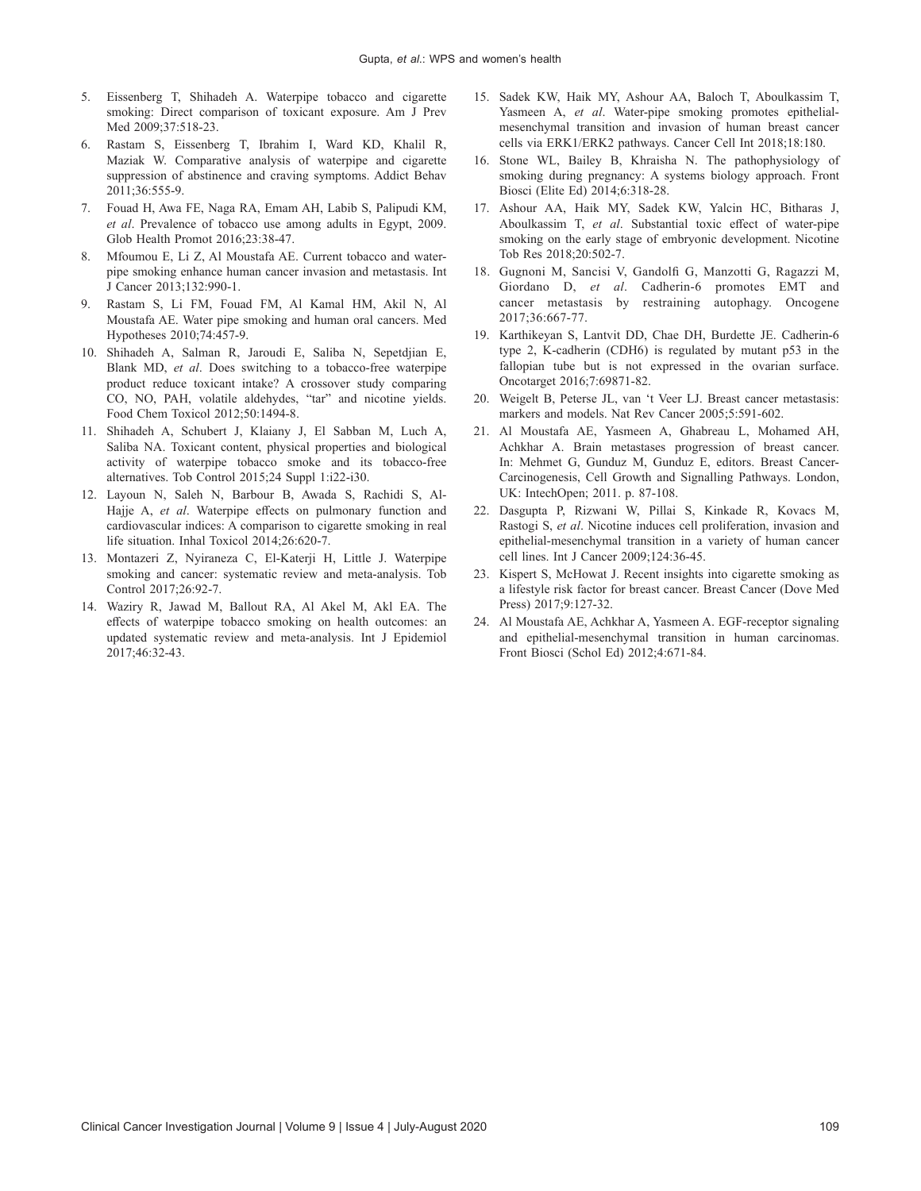5. Eissenberg T, Shihadeh A. Waterpipe tobacco and cigarette smoking: Direct comparison of toxicant exposure. Am J Prev Med 2009;37:518-23.
6. Rastam S, Eissenberg T, Ibrahim I, Ward KD, Khalil R, Maziak W. Comparative analysis of waterpipe and cigarette suppression of abstinence and craving symptoms. Addict Behav 2011;36:555-9.
7. Fouad H, Awa FE, Naga RA, Emam AH, Labib S, Palipudi KM, *et al*. Prevalence of tobacco use among adults in Egypt, 2009. Glob Health Promot 2016;23:38-47.
8. Mfoumou E, Li Z, Al Moustafa AE. Current tobacco and water-pipe smoking enhance human cancer invasion and metastasis. Int J Cancer 2013;132:990-1.
9. Rastam S, Li FM, Fouad FM, Al Kamal HM, Akil N, Al Moustafa AE. Water pipe smoking and human oral cancers. Med Hypotheses 2010;74:457-9.
10. Shihadeh A, Salman R, Jaroudi E, Saliba N, Sepetdjian E, Blank MD, *et al*. Does switching to a tobacco-free waterpipe product reduce toxicant intake? A crossover study comparing CO, NO, PAH, volatile aldehydes, "tar" and nicotine yields. Food Chem Toxicol 2012;50:1494-8.
11. Shihadeh A, Schubert J, Klaiany J, El Sabban M, Luch A, Saliba NA. Toxicant content, physical properties and biological activity of waterpipe tobacco smoke and its tobacco-free alternatives. Tob Control 2015;24 Suppl 1:i22-i30.
12. Layoun N, Saleh N, Barbour B, Awada S, Rachidi S, Al-Hajje A, *et al*. Waterpipe effects on pulmonary function and cardiovascular indices: A comparison to cigarette smoking in real life situation. Inhal Toxicol 2014;26:620-7.
13. Montazeri Z, Nyiraneza C, El-Katerji H, Little J. Waterpipe smoking and cancer: systematic review and meta-analysis. Tob Control 2017;26:92-7.
14. Waziry R, Jawad M, Ballout RA, Al Akel M, Akl EA. The effects of waterpipe tobacco smoking on health outcomes: an updated systematic review and meta-analysis. Int J Epidemiol 2017;46:32-43.
15. Sadek KW, Haik MY, Ashour AA, Baloch T, Aboulkassim T, Yasmeen A, *et al*. Water-pipe smoking promotes epithelial-mesenchymal transition and invasion of human breast cancer cells via ERK1/ERK2 pathways. Cancer Cell Int 2018;18:180.
16. Stone WL, Bailey B, Khraisha N. The pathophysiology of smoking during pregnancy: A systems biology approach. Front Biosci (Elite Ed) 2014;6:318-28.
17. Ashour AA, Haik MY, Sadek KW, Yalcin HC, Bitharas J, Aboulkassim T, *et al*. Substantial toxic effect of water-pipe smoking on the early stage of embryonic development. Nicotine Tob Res 2018;20:502-7.
18. Gugnoni M, Sancisi V, Gandolfi G, Manzotti G, Ragazzi M, Giordano D, *et al*. Cadherin-6 promotes EMT and cancer metastasis by restraining autophagy. Oncogene 2017;36:667-77.
19. Karthikeyan S, Lantvit DD, Chae DH, Burdette JE. Cadherin-6 type 2, K-cadherin (CDH6) is regulated by mutant p53 in the fallopian tube but is not expressed in the ovarian surface. Oncotarget 2016;7:69871-82.
20. Weigelt B, Peterse JL, van 't Veer LJ. Breast cancer metastasis: markers and models. Nat Rev Cancer 2005;5:591-602.
21. Al Moustafa AE, Yasmeen A, Ghabreau L, Mohamed AH, Achkhar A. Brain metastases progression of breast cancer. In: Mehmet G, Gunduz M, Gunduz E, editors. Breast Cancer-Carcinogenesis, Cell Growth and Signalling Pathways. London, UK: IntechOpen; 2011. p. 87-108.
22. Dasgupta P, Rizwani W, Pillai S, Kinkade R, Kovacs M, Rastogi S, *et al*. Nicotine induces cell proliferation, invasion and epithelial-mesenchymal transition in a variety of human cancer cell lines. Int J Cancer 2009;124:36-45.
23. Kispert S, McHowat J. Recent insights into cigarette smoking as a lifestyle risk factor for breast cancer. Breast Cancer (Dove Med Press) 2017;9:127-32.
24. Al Moustafa AE, Achkhar A, Yasmeen A. EGF-receptor signaling and epithelial-mesenchymal transition in human carcinomas. Front Biosci (Schol Ed) 2012;4:671-84.